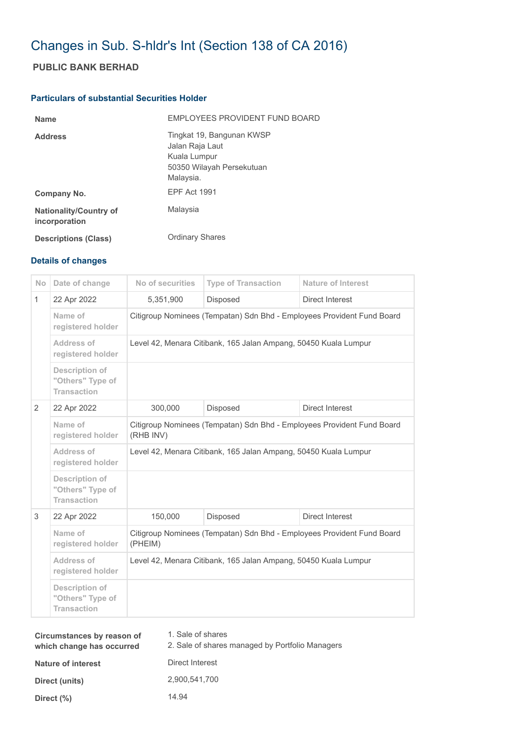# Changes in Sub. S-hldr's Int (Section 138 of CA 2016)

## PUBLIC BANK BERHAD

### Particulars of substantial Securities Holder

| | |
|---|---|
| **Name** | EMPLOYEES PROVIDENT FUND BOARD |
| **Address** | Tingkat 19, Bangunan KWSP<br>Jalan Raja Laut<br>Kuala Lumpur<br>50350 Wilayah Persekutuan<br>Malaysia. |
| **Company No.** | EPF Act 1991 |
| **Nationality/Country of incorporation** | Malaysia |
| **Descriptions (Class)** | Ordinary Shares |

### Details of changes

| No | Date of change | No of securities | Type of Transaction | Nature of Interest |
|---|---|---|---|---|
| 1 | 22 Apr 2022 | 5,351,900 | Disposed | Direct Interest |
| | Name of registered holder | Citigroup Nominees (Tempatan) Sdn Bhd - Employees Provident Fund Board | | |
| | Address of registered holder | Level 42, Menara Citibank, 165 Jalan Ampang, 50450 Kuala Lumpur | | |
| | Description of "Others" Type of Transaction | | | |
| 2 | 22 Apr 2022 | 300,000 | Disposed | Direct Interest |
| | Name of registered holder | Citigroup Nominees (Tempatan) Sdn Bhd - Employees Provident Fund Board (RHB INV) | | |
| | Address of registered holder | Level 42, Menara Citibank, 165 Jalan Ampang, 50450 Kuala Lumpur | | |
| | Description of "Others" Type of Transaction | | | |
| 3 | 22 Apr 2022 | 150,000 | Disposed | Direct Interest |
| | Name of registered holder | Citigroup Nominees (Tempatan) Sdn Bhd - Employees Provident Fund Board (PHEIM) | | |
| | Address of registered holder | Level 42, Menara Citibank, 165 Jalan Ampang, 50450 Kuala Lumpur | | |
| | Description of "Others" Type of Transaction | | | |

| | |
|---|---|
| **Circumstances by reason of which change has occurred** | 1. Sale of shares<br>2. Sale of shares managed by Portfolio Managers |
| **Nature of interest** | Direct Interest |
| **Direct (units)** | 2,900,541,700 |
| **Direct (%)** | 14.94 |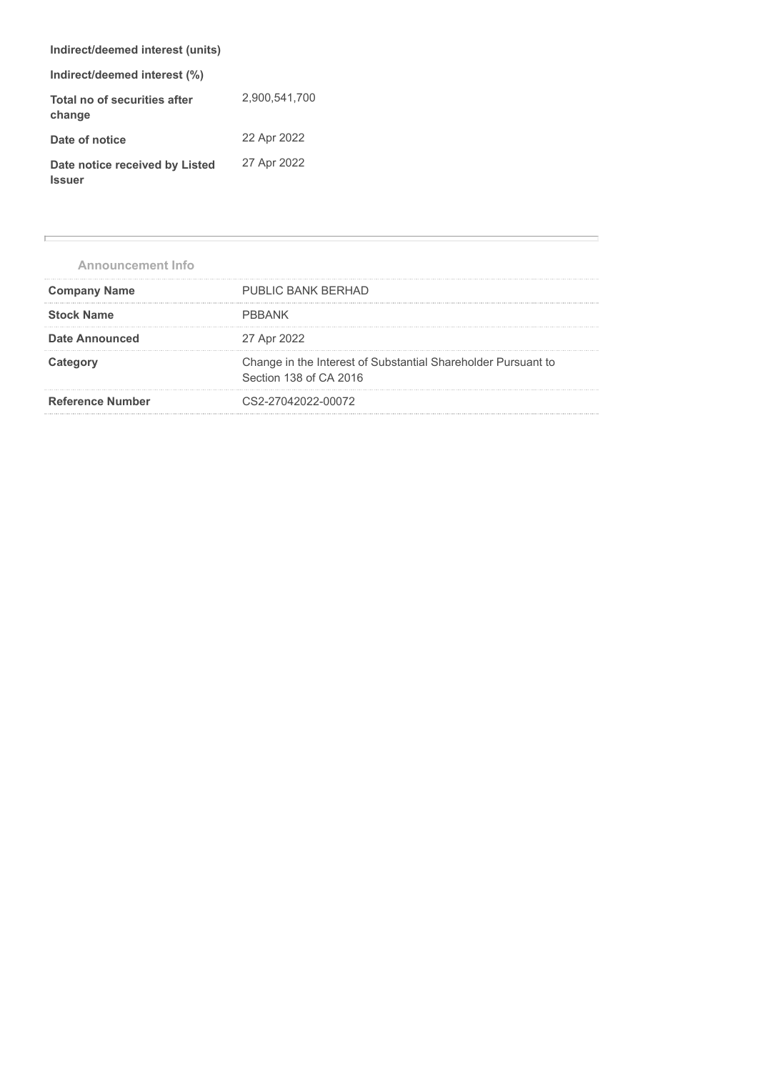| | |
|---|---|
| **Indirect/deemed interest (units)** | |
| **Indirect/deemed interest (%)** | |
| **Total no of securities after change** | 2,900,541,700 |
| **Date of notice** | 22 Apr 2022 |
| **Date notice received by Listed Issuer** | 27 Apr 2022 |

### Announcement Info

| | |
|---|---|
| **Company Name** | PUBLIC BANK BERHAD |
| **Stock Name** | PBBANK |
| **Date Announced** | 27 Apr 2022 |
| **Category** | Change in the Interest of Substantial Shareholder Pursuant to Section 138 of CA 2016 |
| **Reference Number** | CS2-27042022-00072 |